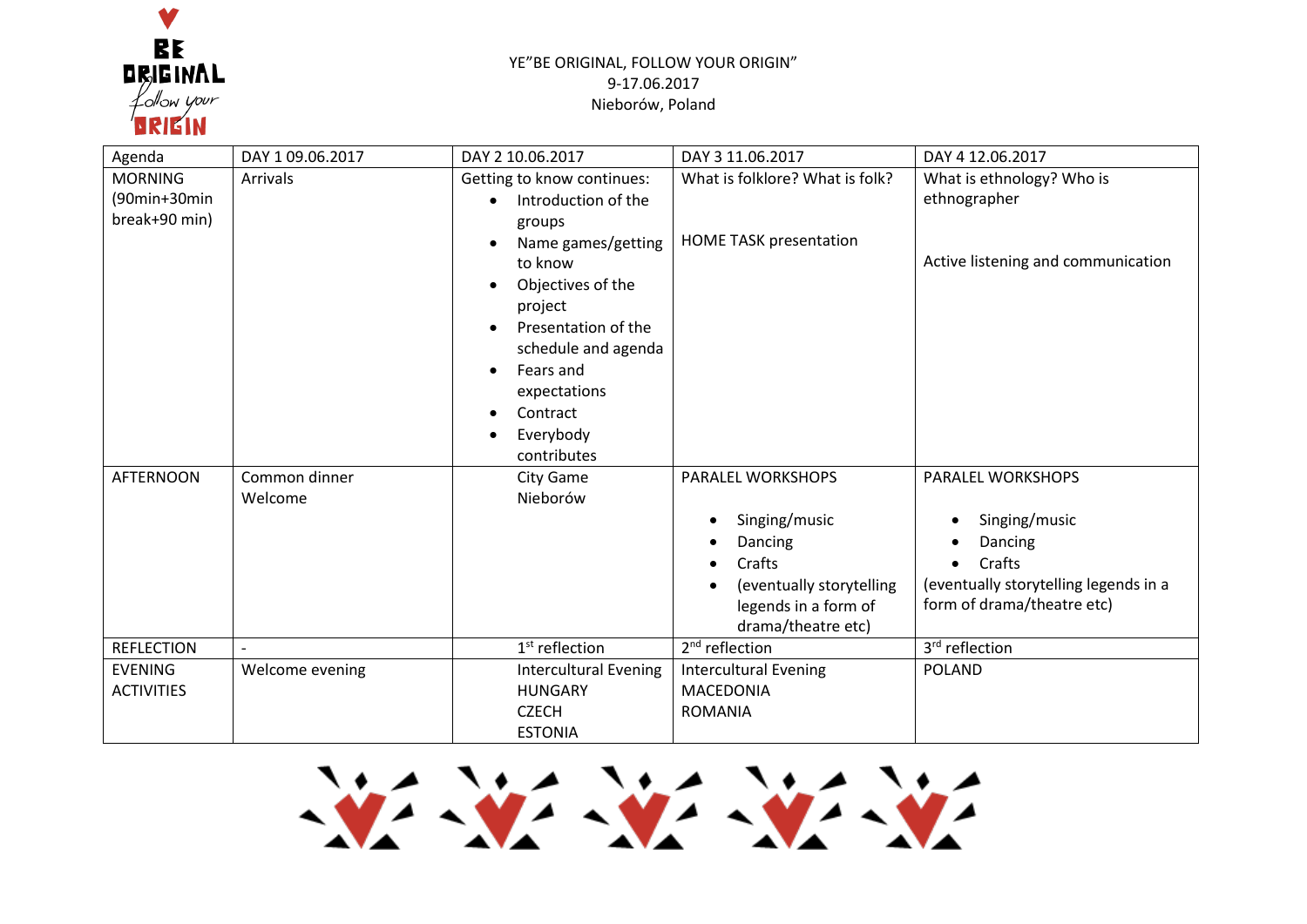YE"BE ORIGINAL, FOLLOW YOUR ORIGIN"
9-17.06.2017
Nieborów, Poland

| Agenda | DAY 1 09.06.2017 | DAY 2 10.06.2017 | DAY 3 11.06.2017 | DAY 4 12.06.2017 |
|---|---|---|---|---|
| MORNING (90min+30min break+90 min) | Arrivals | Getting to know continues:<br>• Introduction of the groups<br>• Name games/getting to know<br>• Objectives of the project<br>• Presentation of the schedule and agenda<br>• Fears and expectations<br>• Contract<br>• Everybody contributes | What is folklore? What is folk?<br><br>HOME TASK presentation | What is ethnology? Who is ethnographer<br><br>Active listening and communication |
| AFTERNOON | Common dinner<br>Welcome | City Game<br>Nieborów | PARALEL WORKSHOPS<br>• Singing/music<br>• Dancing<br>• Crafts<br>• (eventually storytelling legends in a form of drama/theatre etc) | PARALEL WORKSHOPS<br>• Singing/music<br>• Dancing<br>• Crafts<br>(eventually storytelling legends in a form of drama/theatre etc) |
| REFLECTION | - | 1st reflection | 2nd reflection | 3rd reflection |
| EVENING ACTIVITIES | Welcome evening | Intercultural Evening<br>HUNGARY<br>CZECH<br>ESTONIA | Intercultural Evening<br>MACEDONIA<br>ROMANIA | POLAND |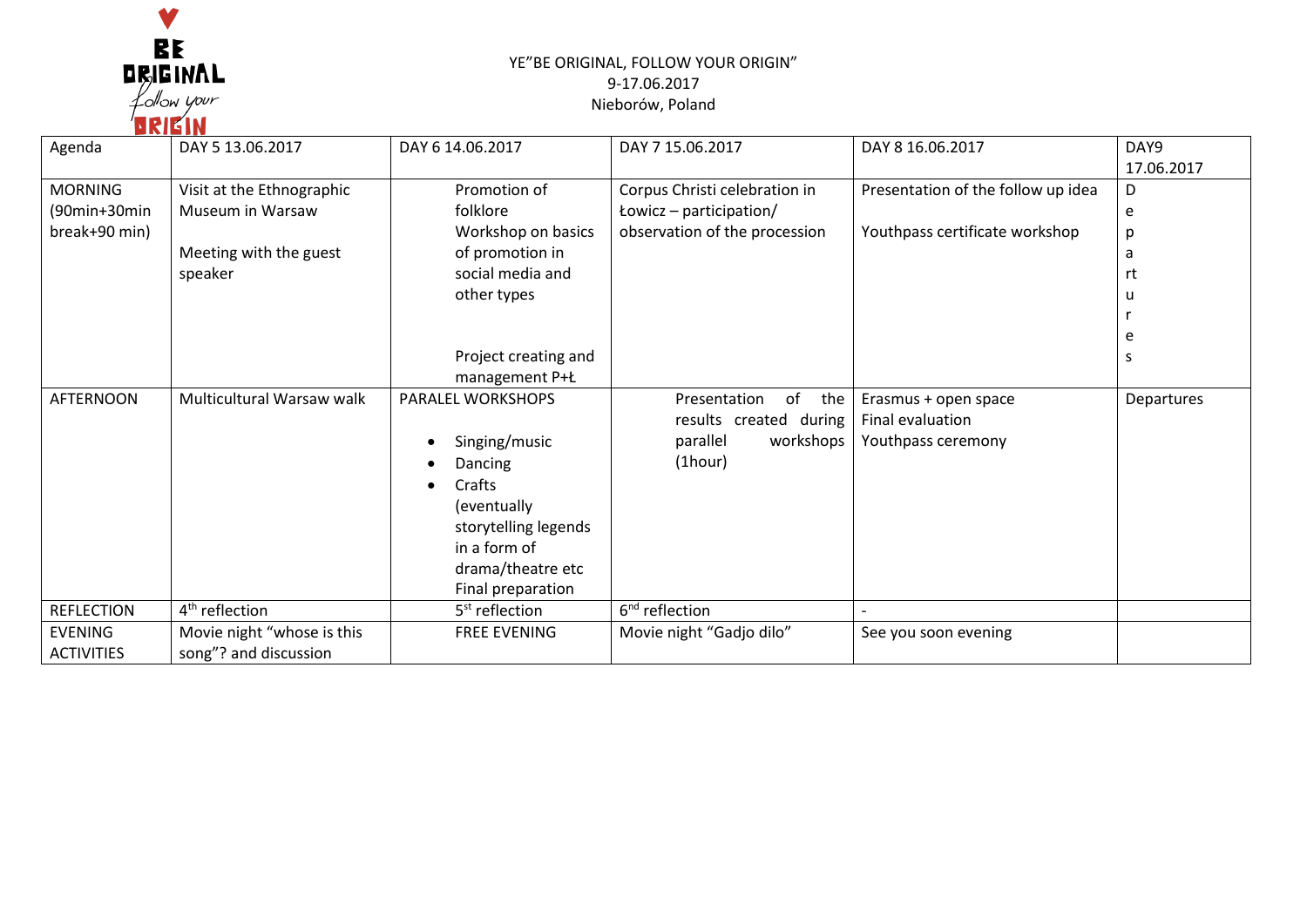YE"BE ORIGINAL, FOLLOW YOUR ORIGIN"
9-17.06.2017
Nieborów, Poland

| Agenda | DAY 5 13.06.2017 | DAY 6 14.06.2017 | DAY 7 15.06.2017 | DAY 8 16.06.2017 | DAY9 17.06.2017 |
|---|---|---|---|---|---|
| MORNING (90min+30min break+90 min) | Visit at the Ethnographic Museum in Warsaw<br><br>Meeting with the guest speaker | Promotion of folklore<br>Workshop on basics of promotion in social media and other types<br><br>Project creating and management P+Ł | Corpus Christi celebration in Łowicz – participation/ observation of the procession | Presentation of the follow up idea<br><br>Youthpass certificate workshop | Departures |
| AFTERNOON | Multicultural Warsaw walk | PARALEL WORKSHOPS<br>• Singing/music<br>• Dancing<br>• Crafts<br>(eventually storytelling legends in a form of drama/theatre etc<br>Final preparation | Presentation of the results created during parallel workshops (1hour) | Erasmus + open space<br>Final evaluation<br>Youthpass ceremony | Departures |
| REFLECTION | 4th reflection | 5st reflection | 6nd reflection | - | |
| EVENING ACTIVITIES | Movie night "whose is this song"? and discussion | FREE EVENING | Movie night "Gadjo dilo" | See you soon evening | |